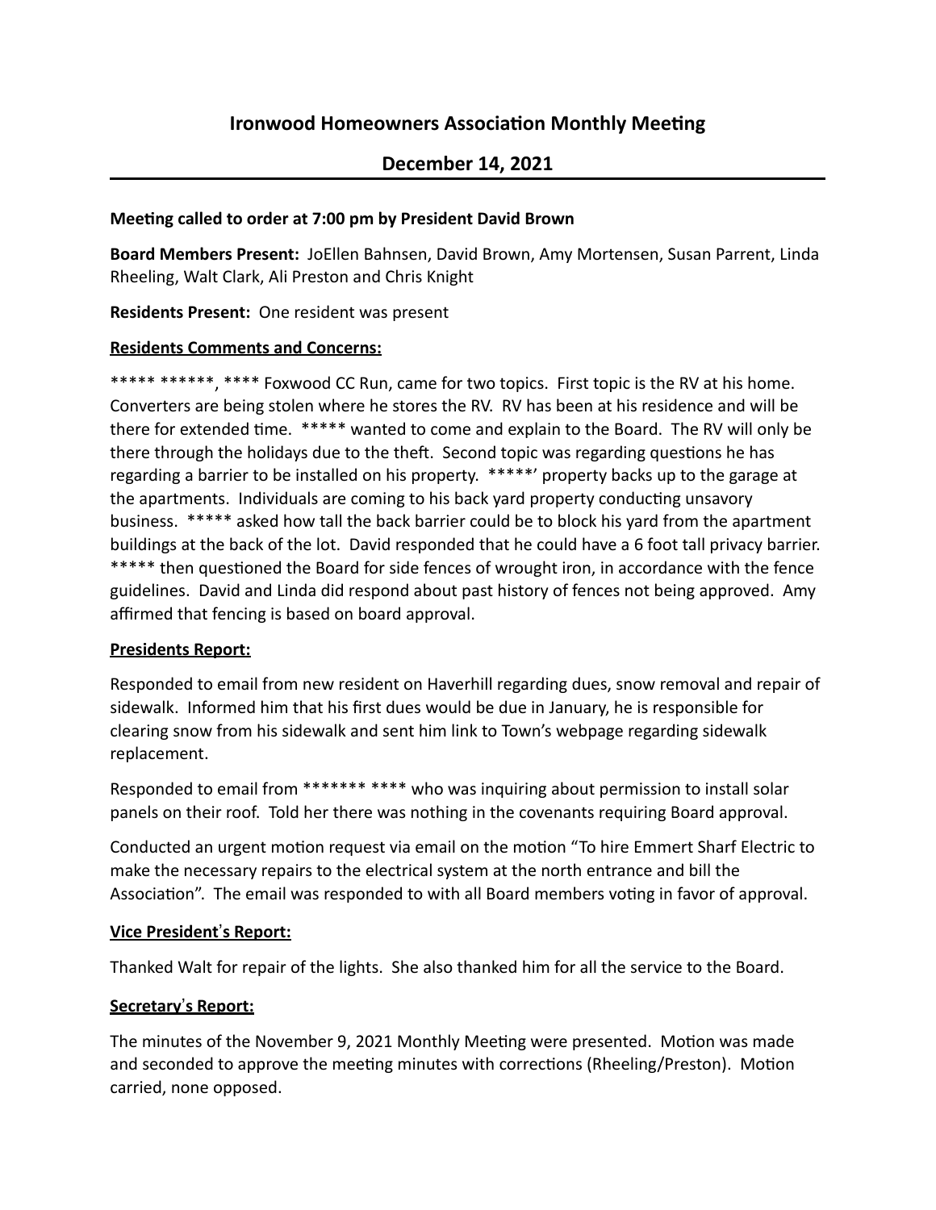# Ironwood Homeowners Association Monthly Meeting

## December 14, 2021

**Meeting called to order at 7:00 pm by President David Brown**

**Board Members Present:** JoEllen Bahnsen, David Brown, Amy Mortensen, Susan Parrent, Linda Rheeling, Walt Clark, Ali Preston and Chris Knight

**Residents Present:** One resident was present

**Residents Comments and Concerns:**

***** ******, **** Foxwood CC Run, came for two topics. First topic is the RV at his home. Converters are being stolen where he stores the RV. RV has been at his residence and will be there for extended time. ***** wanted to come and explain to the Board. The RV will only be there through the holidays due to the theft. Second topic was regarding questions he has regarding a barrier to be installed on his property. *****' property backs up to the garage at the apartments. Individuals are coming to his back yard property conducting unsavory business. ***** asked how tall the back barrier could be to block his yard from the apartment buildings at the back of the lot. David responded that he could have a 6 foot tall privacy barrier. ***** then questioned the Board for side fences of wrought iron, in accordance with the fence guidelines. David and Linda did respond about past history of fences not being approved. Amy affirmed that fencing is based on board approval.

**Presidents Report:**

Responded to email from new resident on Haverhill regarding dues, snow removal and repair of sidewalk. Informed him that his first dues would be due in January, he is responsible for clearing snow from his sidewalk and sent him link to Town's webpage regarding sidewalk replacement.

Responded to email from ******* **** who was inquiring about permission to install solar panels on their roof. Told her there was nothing in the covenants requiring Board approval.

Conducted an urgent motion request via email on the motion "To hire Emmert Sharf Electric to make the necessary repairs to the electrical system at the north entrance and bill the Association". The email was responded to with all Board members voting in favor of approval.

**Vice President's Report:**

Thanked Walt for repair of the lights. She also thanked him for all the service to the Board.

**Secretary's Report:**

The minutes of the November 9, 2021 Monthly Meeting were presented. Motion was made and seconded to approve the meeting minutes with corrections (Rheeling/Preston). Motion carried, none opposed.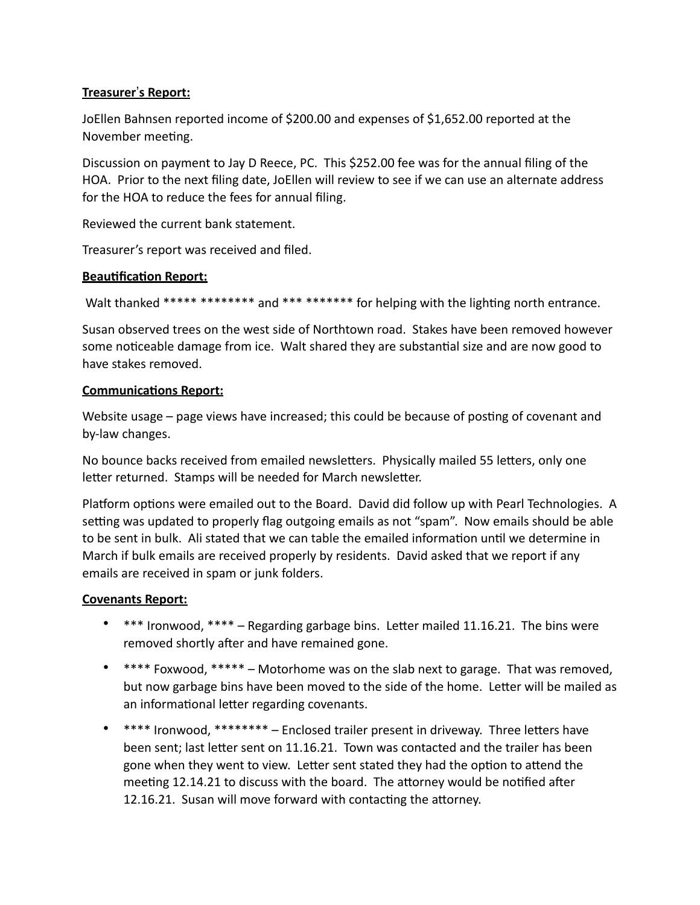**Treasurer's Report:**

JoEllen Bahnsen reported income of $200.00 and expenses of $1,652.00 reported at the November meeting.

Discussion on payment to Jay D Reece, PC. This $252.00 fee was for the annual filing of the HOA. Prior to the next filing date, JoEllen will review to see if we can use an alternate address for the HOA to reduce the fees for annual filing.

Reviewed the current bank statement.

Treasurer's report was received and filed.

**Beautification Report:**

Walt thanked ***** ******** and *** ******* for helping with the lighting north entrance.

Susan observed trees on the west side of Northtown road. Stakes have been removed however some noticeable damage from ice. Walt shared they are substantial size and are now good to have stakes removed.

**Communications Report:**

Website usage – page views have increased; this could be because of posting of covenant and by-law changes.

No bounce backs received from emailed newsletters. Physically mailed 55 letters, only one letter returned. Stamps will be needed for March newsletter.

Platform options were emailed out to the Board. David did follow up with Pearl Technologies. A setting was updated to properly flag outgoing emails as not "spam". Now emails should be able to be sent in bulk. Ali stated that we can table the emailed information until we determine in March if bulk emails are received properly by residents. David asked that we report if any emails are received in spam or junk folders.

**Covenants Report:**

- *** Ironwood, **** – Regarding garbage bins. Letter mailed 11.16.21. The bins were removed shortly after and have remained gone.
- **** Foxwood, ***** – Motorhome was on the slab next to garage. That was removed, but now garbage bins have been moved to the side of the home. Letter will be mailed as an informational letter regarding covenants.
- **** Ironwood, ******** – Enclosed trailer present in driveway. Three letters have been sent; last letter sent on 11.16.21. Town was contacted and the trailer has been gone when they went to view. Letter sent stated they had the option to attend the meeting 12.14.21 to discuss with the board. The attorney would be notified after 12.16.21. Susan will move forward with contacting the attorney.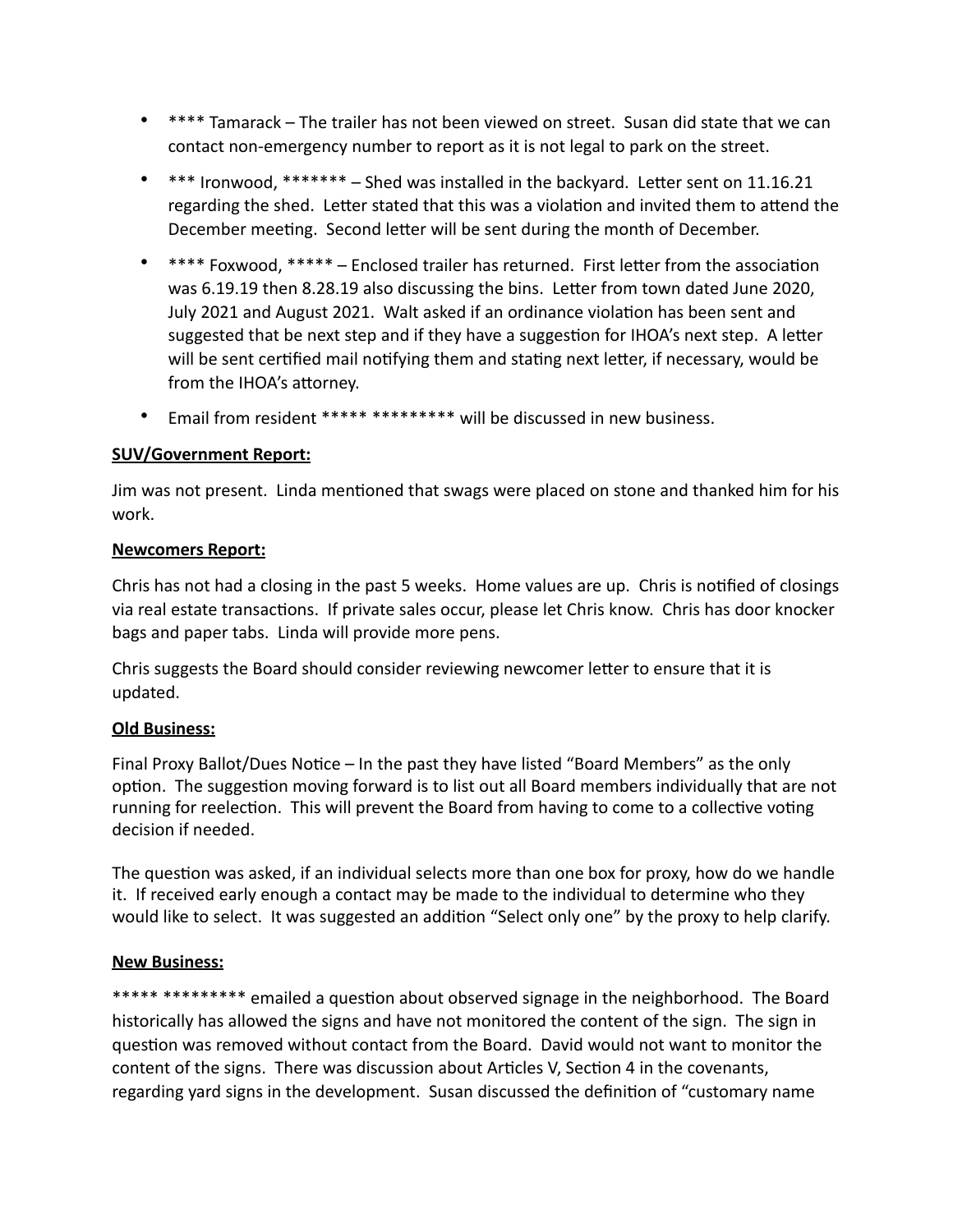- **** Tamarack – The trailer has not been viewed on street. Susan did state that we can contact non-emergency number to report as it is not legal to park on the street.
- *** Ironwood, ******* – Shed was installed in the backyard. Letter sent on 11.16.21 regarding the shed. Letter stated that this was a violation and invited them to attend the December meeting. Second letter will be sent during the month of December.
- **** Foxwood, ***** – Enclosed trailer has returned. First letter from the association was 6.19.19 then 8.28.19 also discussing the bins. Letter from town dated June 2020, July 2021 and August 2021. Walt asked if an ordinance violation has been sent and suggested that be next step and if they have a suggestion for IHOA's next step. A letter will be sent certified mail notifying them and stating next letter, if necessary, would be from the IHOA's attorney.
- Email from resident ***** ********* will be discussed in new business.

**SUV/Government Report:**

Jim was not present. Linda mentioned that swags were placed on stone and thanked him for his work.

**Newcomers Report:**

Chris has not had a closing in the past 5 weeks. Home values are up. Chris is notified of closings via real estate transactions. If private sales occur, please let Chris know. Chris has door knocker bags and paper tabs. Linda will provide more pens.

Chris suggests the Board should consider reviewing newcomer letter to ensure that it is updated.

**Old Business:**

Final Proxy Ballot/Dues Notice – In the past they have listed "Board Members" as the only option. The suggestion moving forward is to list out all Board members individually that are not running for reelection. This will prevent the Board from having to come to a collective voting decision if needed.

The question was asked, if an individual selects more than one box for proxy, how do we handle it. If received early enough a contact may be made to the individual to determine who they would like to select. It was suggested an addition "Select only one" by the proxy to help clarify.

**New Business:**

***** ********* emailed a question about observed signage in the neighborhood. The Board historically has allowed the signs and have not monitored the content of the sign. The sign in question was removed without contact from the Board. David would not want to monitor the content of the signs. There was discussion about Articles V, Section 4 in the covenants, regarding yard signs in the development. Susan discussed the definition of "customary name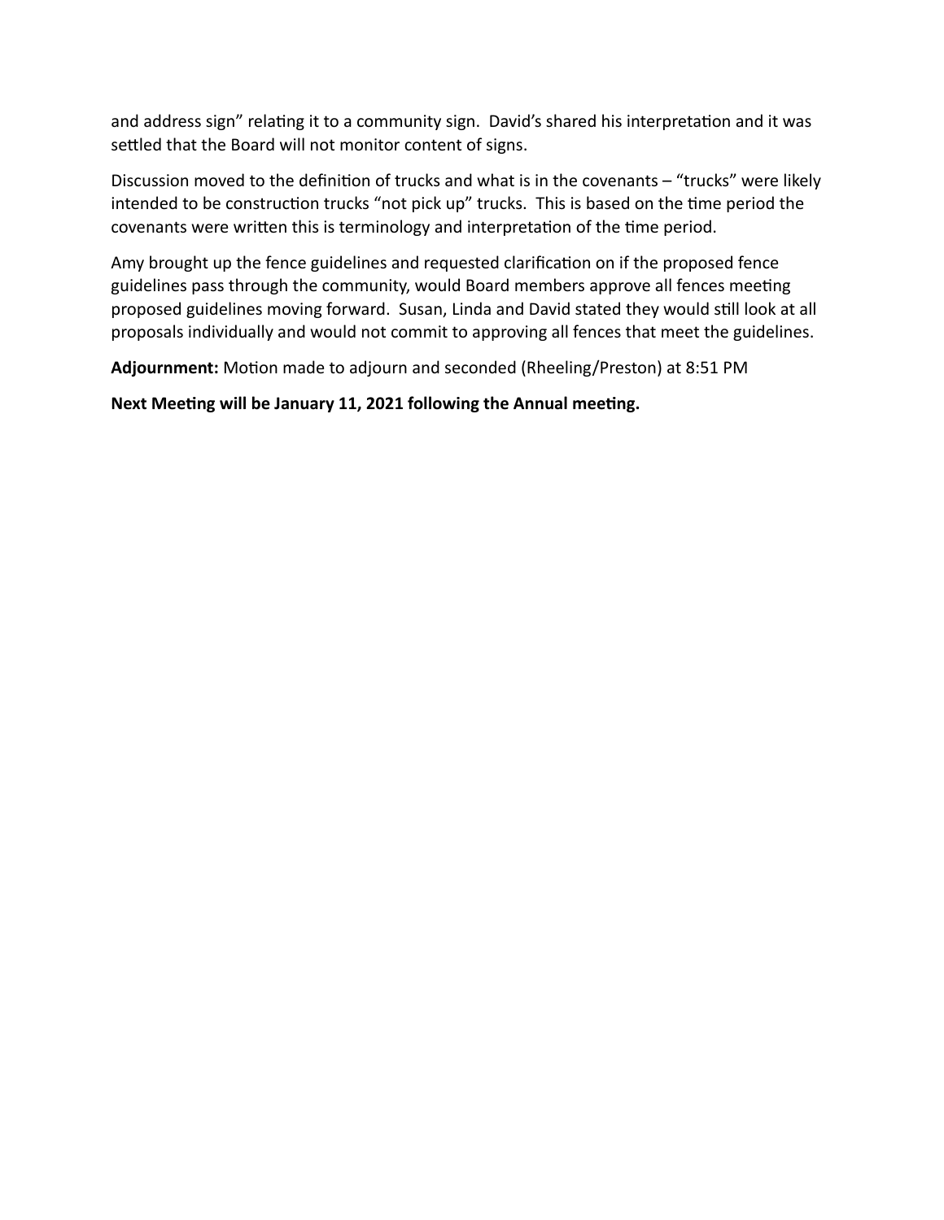and address sign" relating it to a community sign.  David's shared his interpretation and it was settled that the Board will not monitor content of signs.

Discussion moved to the definition of trucks and what is in the covenants – "trucks" were likely intended to be construction trucks "not pick up" trucks.  This is based on the time period the covenants were written this is terminology and interpretation of the time period.

Amy brought up the fence guidelines and requested clarification on if the proposed fence guidelines pass through the community, would Board members approve all fences meeting proposed guidelines moving forward.  Susan, Linda and David stated they would still look at all proposals individually and would not commit to approving all fences that meet the guidelines.

**Adjournment:** Motion made to adjourn and seconded (Rheeling/Preston) at 8:51 PM

**Next Meeting will be January 11, 2021 following the Annual meeting.**